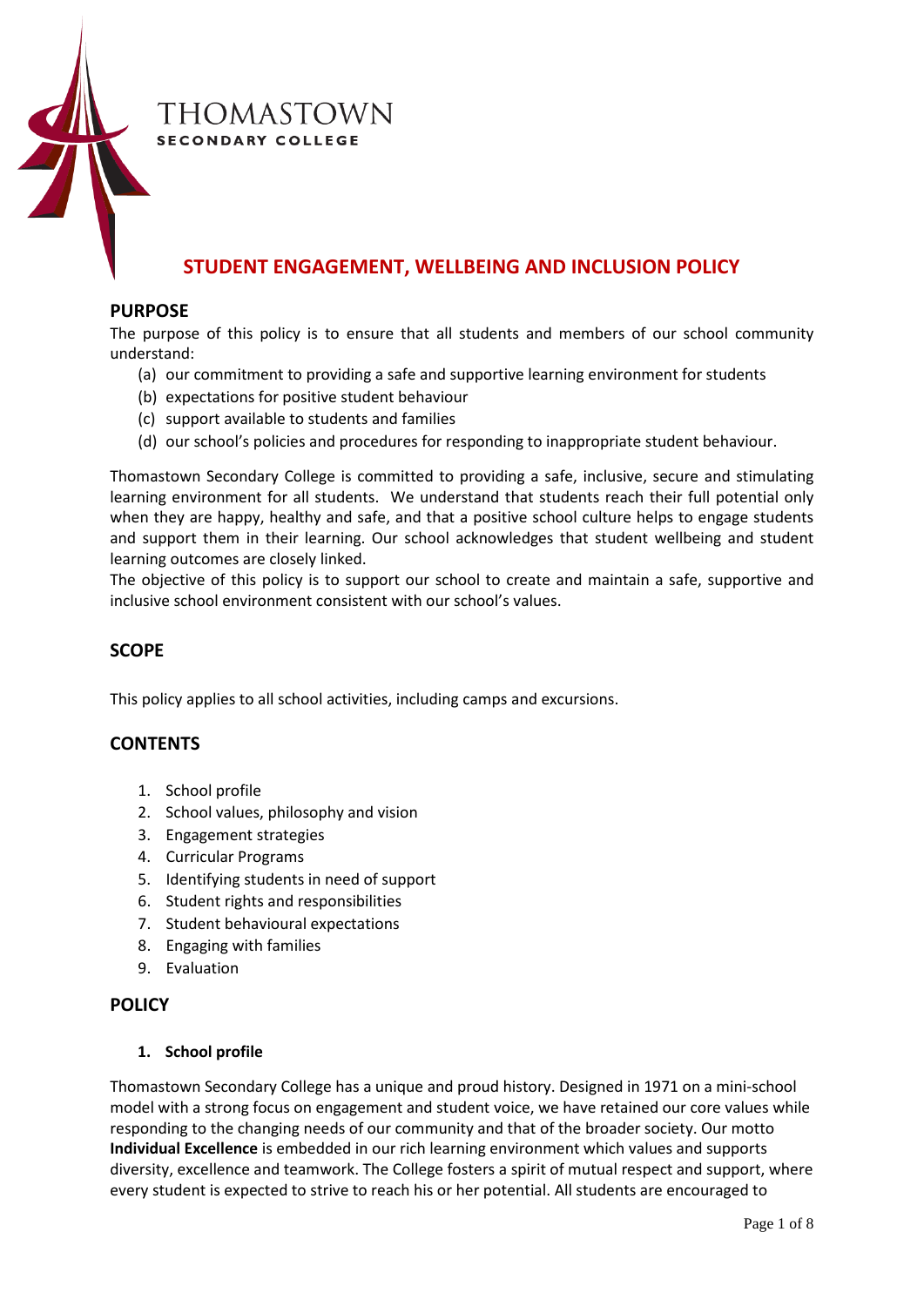THOMASTOWN
SECONDARY COLLEGE

# STUDENT ENGAGEMENT, WELLBEING AND INCLUSION POLICY

## PURPOSE

The purpose of this policy is to ensure that all students and members of our school community understand:

(a) our commitment to providing a safe and supportive learning environment for students
(b) expectations for positive student behaviour
(c) support available to students and families
(d) our school's policies and procedures for responding to inappropriate student behaviour.

Thomastown Secondary College is committed to providing a safe, inclusive, secure and stimulating learning environment for all students. We understand that students reach their full potential only when they are happy, healthy and safe, and that a positive school culture helps to engage students and support them in their learning. Our school acknowledges that student wellbeing and student learning outcomes are closely linked.

The objective of this policy is to support our school to create and maintain a safe, supportive and inclusive school environment consistent with our school's values.

## SCOPE

This policy applies to all school activities, including camps and excursions.

## CONTENTS

1. School profile
2. School values, philosophy and vision
3. Engagement strategies
4. Curricular Programs
5. Identifying students in need of support
6. Student rights and responsibilities
7. Student behavioural expectations
8. Engaging with families
9. Evaluation

## POLICY

### 1. School profile

Thomastown Secondary College has a unique and proud history. Designed in 1971 on a mini-school model with a strong focus on engagement and student voice, we have retained our core values while responding to the changing needs of our community and that of the broader society. Our motto **Individual Excellence** is embedded in our rich learning environment which values and supports diversity, excellence and teamwork. The College fosters a spirit of mutual respect and support, where every student is expected to strive to reach his or her potential. All students are encouraged to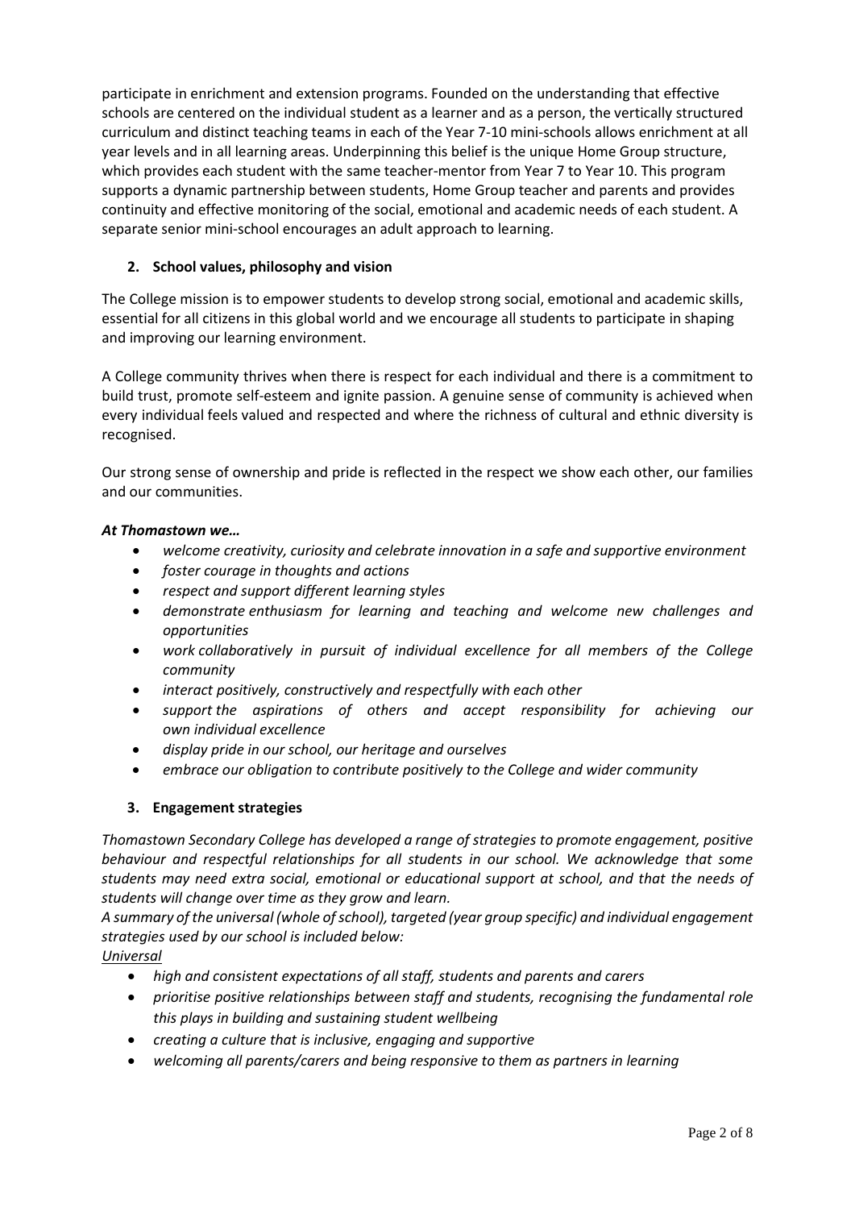participate in enrichment and extension programs. Founded on the understanding that effective schools are centered on the individual student as a learner and as a person, the vertically structured curriculum and distinct teaching teams in each of the Year 7-10 mini-schools allows enrichment at all year levels and in all learning areas. Underpinning this belief is the unique Home Group structure, which provides each student with the same teacher-mentor from Year 7 to Year 10. This program supports a dynamic partnership between students, Home Group teacher and parents and provides continuity and effective monitoring of the social, emotional and academic needs of each student. A separate senior mini-school encourages an adult approach to learning.

## 2. School values, philosophy and vision

The College mission is to empower students to develop strong social, emotional and academic skills, essential for all citizens in this global world and we encourage all students to participate in shaping and improving our learning environment.

A College community thrives when there is respect for each individual and there is a commitment to build trust, promote self-esteem and ignite passion. A genuine sense of community is achieved when every individual feels valued and respected and where the richness of cultural and ethnic diversity is recognised.

Our strong sense of ownership and pride is reflected in the respect we show each other, our families and our communities.

***At Thomastown we…***

- *welcome creativity, curiosity and celebrate innovation in a safe and supportive environment*
- *foster courage in thoughts and actions*
- *respect and support different learning styles*
- *demonstrate enthusiasm for learning and teaching and welcome new challenges and opportunities*
- *work collaboratively in pursuit of individual excellence for all members of the College community*
- *interact positively, constructively and respectfully with each other*
- *support the aspirations of others and accept responsibility for achieving our own individual excellence*
- *display pride in our school, our heritage and ourselves*
- *embrace our obligation to contribute positively to the College and wider community*

## 3. Engagement strategies

*Thomastown Secondary College has developed a range of strategies to promote engagement, positive behaviour and respectful relationships for all students in our school. We acknowledge that some students may need extra social, emotional or educational support at school, and that the needs of students will change over time as they grow and learn.*

*A summary of the universal (whole of school), targeted (year group specific) and individual engagement strategies used by our school is included below:*

*Universal*

- *high and consistent expectations of all staff, students and parents and carers*
- *prioritise positive relationships between staff and students, recognising the fundamental role this plays in building and sustaining student wellbeing*
- *creating a culture that is inclusive, engaging and supportive*
- *welcoming all parents/carers and being responsive to them as partners in learning*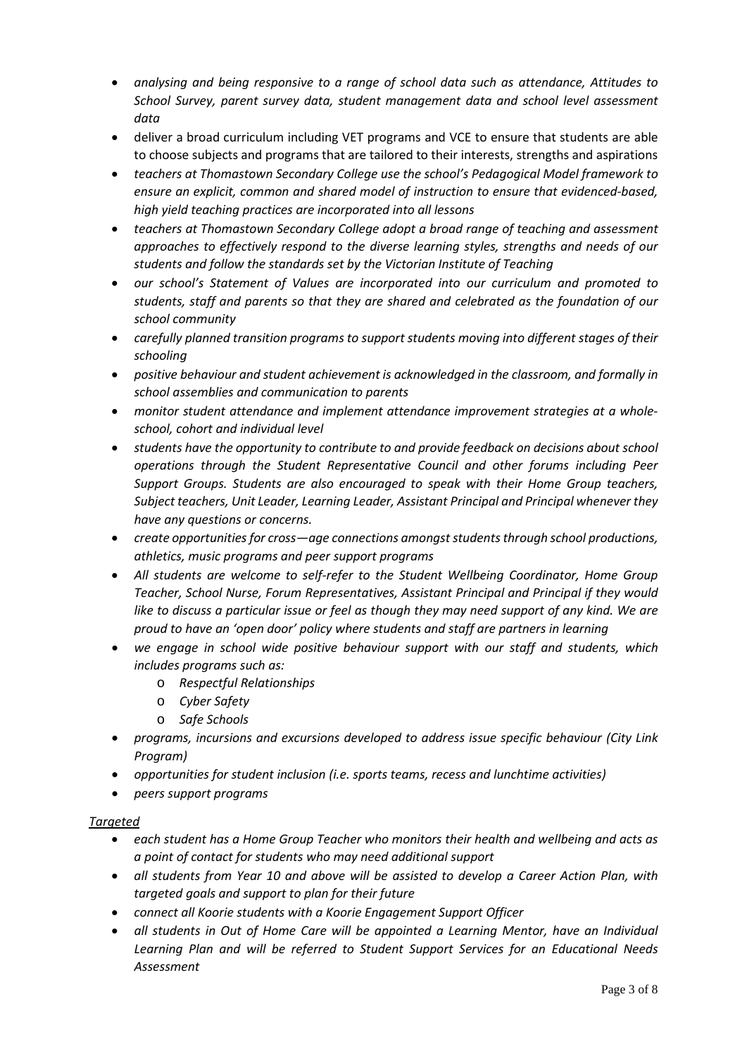- *analysing and being responsive to a range of school data such as attendance, Attitudes to School Survey, parent survey data, student management data and school level assessment data*
- deliver a broad curriculum including VET programs and VCE to ensure that students are able to choose subjects and programs that are tailored to their interests, strengths and aspirations
- *teachers at Thomastown Secondary College use the school's Pedagogical Model framework to ensure an explicit, common and shared model of instruction to ensure that evidenced-based, high yield teaching practices are incorporated into all lessons*
- *teachers at Thomastown Secondary College adopt a broad range of teaching and assessment approaches to effectively respond to the diverse learning styles, strengths and needs of our students and follow the standards set by the Victorian Institute of Teaching*
- *our school's Statement of Values are incorporated into our curriculum and promoted to students, staff and parents so that they are shared and celebrated as the foundation of our school community*
- *carefully planned transition programs to support students moving into different stages of their schooling*
- *positive behaviour and student achievement is acknowledged in the classroom, and formally in school assemblies and communication to parents*
- *monitor student attendance and implement attendance improvement strategies at a whole-school, cohort and individual level*
- *students have the opportunity to contribute to and provide feedback on decisions about school operations through the Student Representative Council and other forums including Peer Support Groups. Students are also encouraged to speak with their Home Group teachers, Subject teachers, Unit Leader, Learning Leader, Assistant Principal and Principal whenever they have any questions or concerns.*
- *create opportunities for cross—age connections amongst students through school productions, athletics, music programs and peer support programs*
- *All students are welcome to self-refer to the Student Wellbeing Coordinator, Home Group Teacher, School Nurse, Forum Representatives, Assistant Principal and Principal if they would like to discuss a particular issue or feel as though they may need support of any kind. We are proud to have an 'open door' policy where students and staff are partners in learning*
- *we engage in school wide positive behaviour support with our staff and students, which includes programs such as:*
    - *Respectful Relationships*
    - *Cyber Safety*
    - *Safe Schools*
- *programs, incursions and excursions developed to address issue specific behaviour (City Link Program)*
- *opportunities for student inclusion (i.e. sports teams, recess and lunchtime activities)*
- *peers support programs*

*Targeted*

- *each student has a Home Group Teacher who monitors their health and wellbeing and acts as a point of contact for students who may need additional support*
- *all students from Year 10 and above will be assisted to develop a Career Action Plan, with targeted goals and support to plan for their future*
- *connect all Koorie students with a Koorie Engagement Support Officer*
- *all students in Out of Home Care will be appointed a Learning Mentor, have an Individual Learning Plan and will be referred to Student Support Services for an Educational Needs Assessment*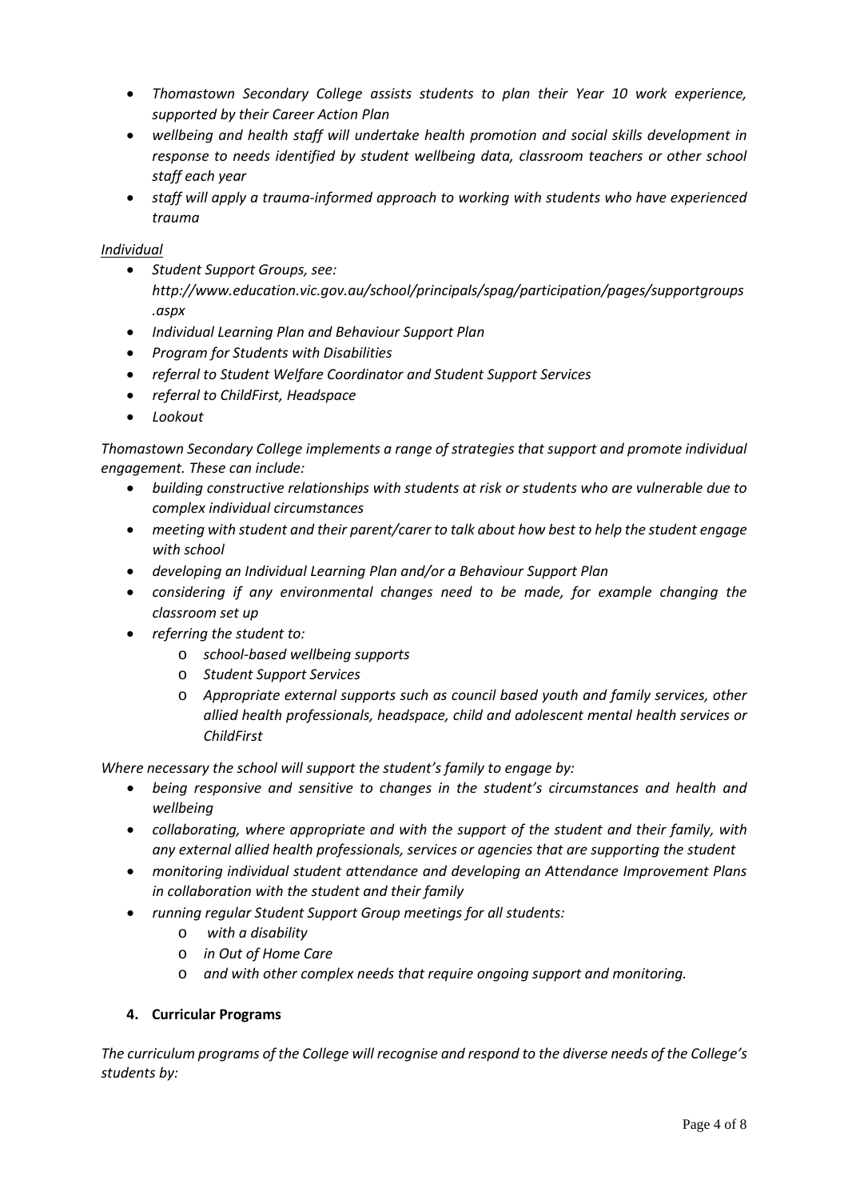- *Thomastown Secondary College assists students to plan their Year 10 work experience, supported by their Career Action Plan*
- *wellbeing and health staff will undertake health promotion and social skills development in response to needs identified by student wellbeing data, classroom teachers or other school staff each year*
- *staff will apply a trauma-informed approach to working with students who have experienced trauma*

*Individual*

- *Student Support Groups, see: http://www.education.vic.gov.au/school/principals/spag/participation/pages/supportgroups.aspx*
- *Individual Learning Plan and Behaviour Support Plan*
- *Program for Students with Disabilities*
- *referral to Student Welfare Coordinator and Student Support Services*
- *referral to ChildFirst, Headspace*
- *Lookout*

*Thomastown Secondary College implements a range of strategies that support and promote individual engagement. These can include:*

- *building constructive relationships with students at risk or students who are vulnerable due to complex individual circumstances*
- *meeting with student and their parent/carer to talk about how best to help the student engage with school*
- *developing an Individual Learning Plan and/or a Behaviour Support Plan*
- *considering if any environmental changes need to be made, for example changing the classroom set up*
- *referring the student to:*
  - *school-based wellbeing supports*
  - *Student Support Services*
  - *Appropriate external supports such as council based youth and family services, other allied health professionals, headspace, child and adolescent mental health services or ChildFirst*

*Where necessary the school will support the student's family to engage by:*

- *being responsive and sensitive to changes in the student's circumstances and health and wellbeing*
- *collaborating, where appropriate and with the support of the student and their family, with any external allied health professionals, services or agencies that are supporting the student*
- *monitoring individual student attendance and developing an Attendance Improvement Plans in collaboration with the student and their family*
- *running regular Student Support Group meetings for all students:*
  - *with a disability*
  - *in Out of Home Care*
  - *and with other complex needs that require ongoing support and monitoring.*

## 4. Curricular Programs

*The curriculum programs of the College will recognise and respond to the diverse needs of the College's students by:*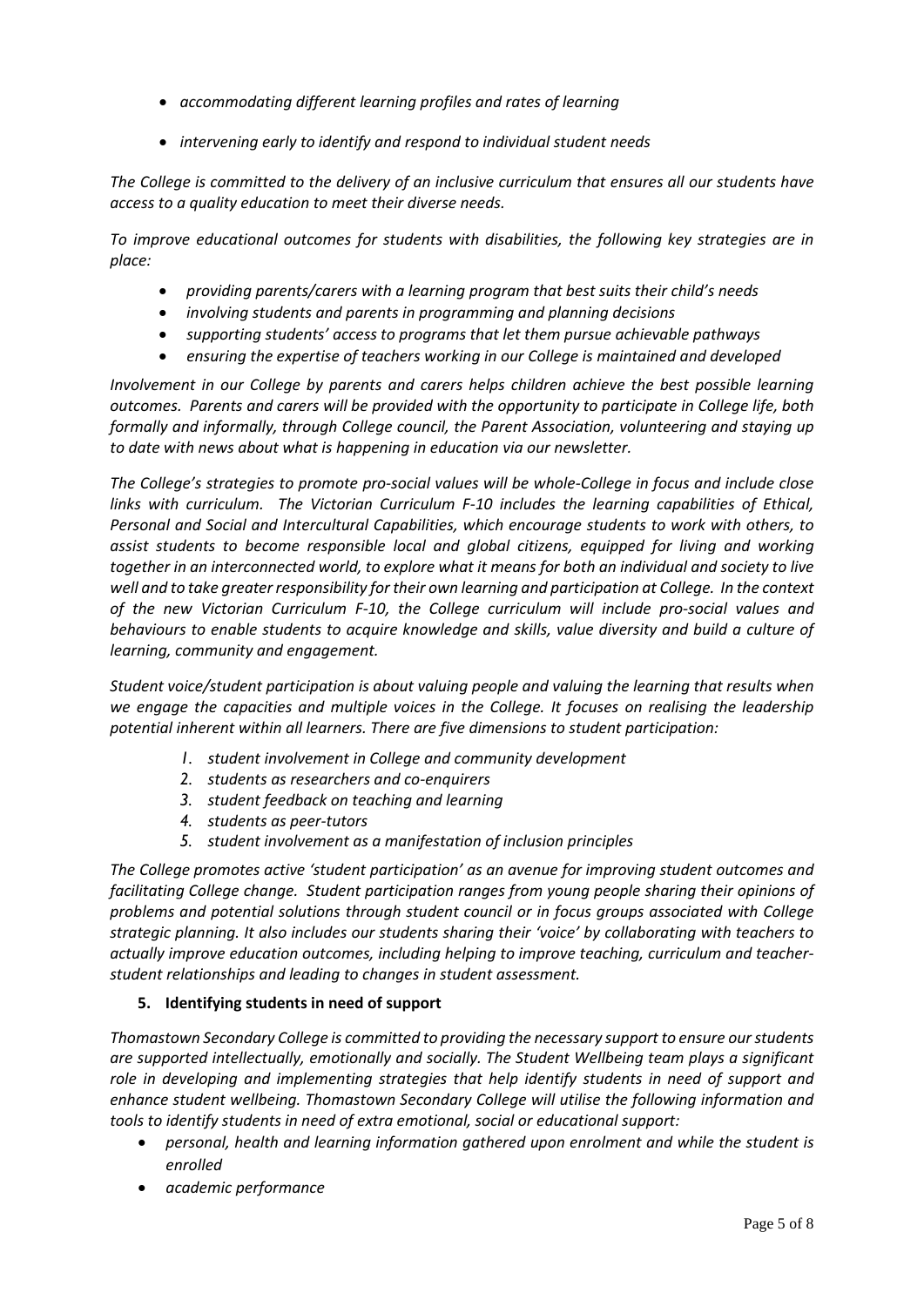- *accommodating different learning profiles and rates of learning*
- *intervening early to identify and respond to individual student needs*

*The College is committed to the delivery of an inclusive curriculum that ensures all our students have access to a quality education to meet their diverse needs.*

*To improve educational outcomes for students with disabilities, the following key strategies are in place:*

- *providing parents/carers with a learning program that best suits their child's needs*
- *involving students and parents in programming and planning decisions*
- *supporting students' access to programs that let them pursue achievable pathways*
- *ensuring the expertise of teachers working in our College is maintained and developed*

*Involvement in our College by parents and carers helps children achieve the best possible learning outcomes. Parents and carers will be provided with the opportunity to participate in College life, both formally and informally, through College council, the Parent Association, volunteering and staying up to date with news about what is happening in education via our newsletter.*

*The College's strategies to promote pro-social values will be whole-College in focus and include close links with curriculum. The Victorian Curriculum F-10 includes the learning capabilities of Ethical, Personal and Social and Intercultural Capabilities, which encourage students to work with others, to assist students to become responsible local and global citizens, equipped for living and working together in an interconnected world, to explore what it means for both an individual and society to live well and to take greater responsibility for their own learning and participation at College. In the context of the new Victorian Curriculum F-10, the College curriculum will include pro-social values and behaviours to enable students to acquire knowledge and skills, value diversity and build a culture of learning, community and engagement.*

*Student voice/student participation is about valuing people and valuing the learning that results when we engage the capacities and multiple voices in the College. It focuses on realising the leadership potential inherent within all learners. There are five dimensions to student participation:*

1. *student involvement in College and community development*
2. *students as researchers and co-enquirers*
3. *student feedback on teaching and learning*
4. *students as peer-tutors*
5. *student involvement as a manifestation of inclusion principles*

*The College promotes active 'student participation' as an avenue for improving student outcomes and facilitating College change. Student participation ranges from young people sharing their opinions of problems and potential solutions through student council or in focus groups associated with College strategic planning. It also includes our students sharing their 'voice' by collaborating with teachers to actually improve education outcomes, including helping to improve teaching, curriculum and teacher-student relationships and leading to changes in student assessment.*

**5. Identifying students in need of support**

*Thomastown Secondary College is committed to providing the necessary support to ensure our students are supported intellectually, emotionally and socially. The Student Wellbeing team plays a significant role in developing and implementing strategies that help identify students in need of support and enhance student wellbeing. Thomastown Secondary College will utilise the following information and tools to identify students in need of extra emotional, social or educational support:*

- *personal, health and learning information gathered upon enrolment and while the student is enrolled*
- *academic performance*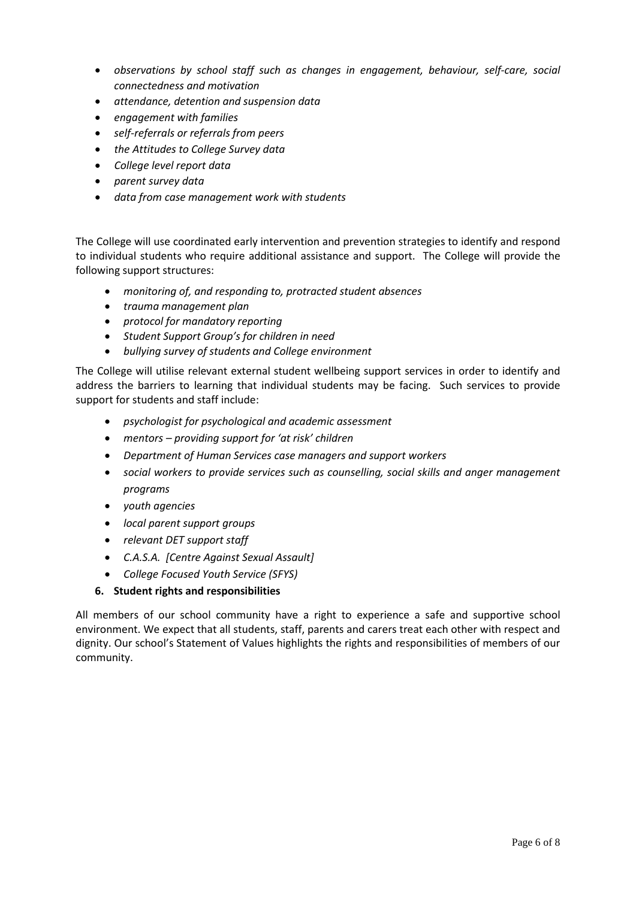- *observations by school staff such as changes in engagement, behaviour, self-care, social connectedness and motivation*
- *attendance, detention and suspension data*
- *engagement with families*
- *self-referrals or referrals from peers*
- *the Attitudes to College Survey data*
- *College level report data*
- *parent survey data*
- *data from case management work with students*

The College will use coordinated early intervention and prevention strategies to identify and respond to individual students who require additional assistance and support. The College will provide the following support structures:

- *monitoring of, and responding to, protracted student absences*
- *trauma management plan*
- *protocol for mandatory reporting*
- *Student Support Group's for children in need*
- *bullying survey of students and College environment*

The College will utilise relevant external student wellbeing support services in order to identify and address the barriers to learning that individual students may be facing. Such services to provide support for students and staff include:

- *psychologist for psychological and academic assessment*
- *mentors – providing support for 'at risk' children*
- *Department of Human Services case managers and support workers*
- *social workers to provide services such as counselling, social skills and anger management programs*
- *youth agencies*
- *local parent support groups*
- *relevant DET support staff*
- *C.A.S.A. [Centre Against Sexual Assault]*
- *College Focused Youth Service (SFYS)*

**6. Student rights and responsibilities**

All members of our school community have a right to experience a safe and supportive school environment. We expect that all students, staff, parents and carers treat each other with respect and dignity. Our school's Statement of Values highlights the rights and responsibilities of members of our community.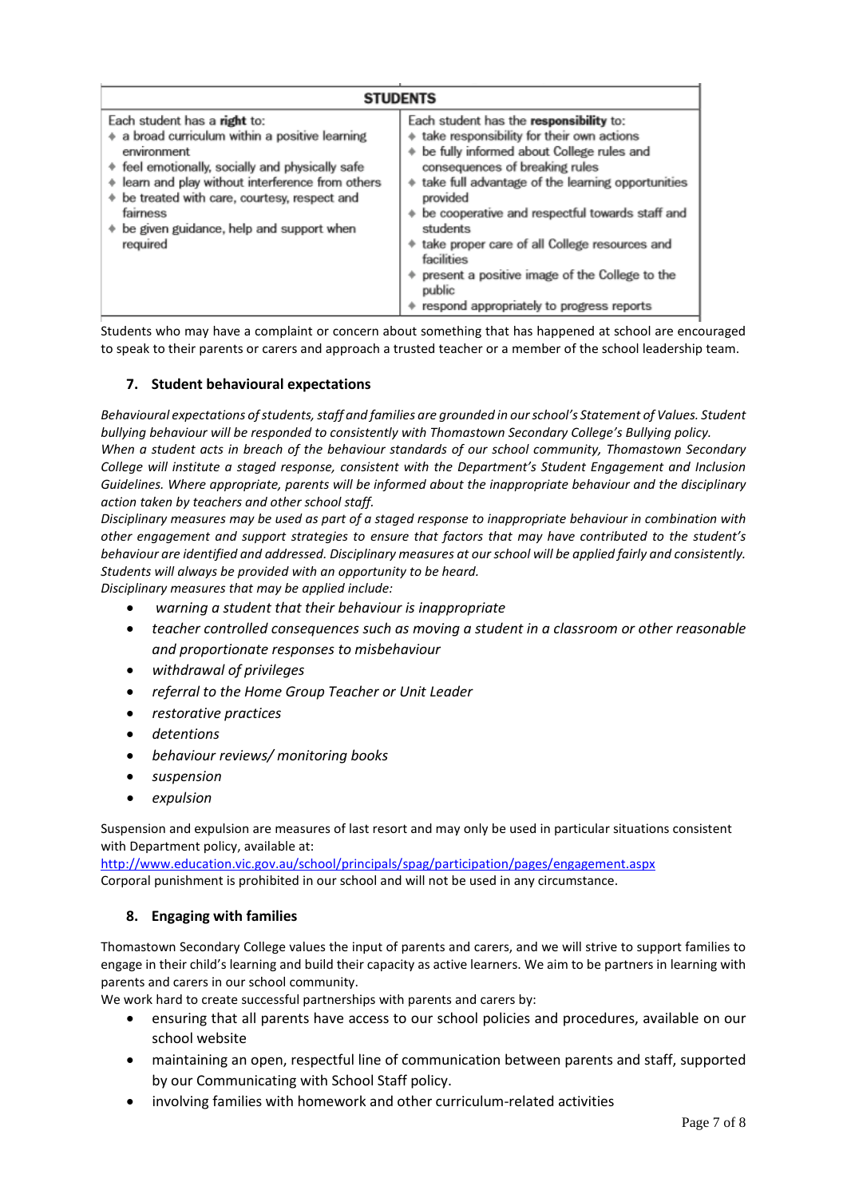| STUDENTS | |
|---|---|
| Each student has a **right** to:<br>◆ a broad curriculum within a positive learning environment<br>◆ feel emotionally, socially and physically safe<br>◆ learn and play without interference from others<br>◆ be treated with care, courtesy, respect and fairness<br>◆ be given guidance, help and support when required | Each student has the **responsibility** to:<br>◆ take responsibility for their own actions<br>◆ be fully informed about College rules and consequences of breaking rules<br>◆ take full advantage of the learning opportunities provided<br>◆ be cooperative and respectful towards staff and students<br>◆ take proper care of all College resources and facilities<br>◆ present a positive image of the College to the public<br>◆ respond appropriately to progress reports |

Students who may have a complaint or concern about something that has happened at school are encouraged to speak to their parents or carers and approach a trusted teacher or a member of the school leadership team.

## 7. Student behavioural expectations

*Behavioural expectations of students, staff and families are grounded in our school's Statement of Values. Student bullying behaviour will be responded to consistently with Thomastown Secondary College's Bullying policy.*
*When a student acts in breach of the behaviour standards of our school community, Thomastown Secondary College will institute a staged response, consistent with the Department's Student Engagement and Inclusion Guidelines. Where appropriate, parents will be informed about the inappropriate behaviour and the disciplinary action taken by teachers and other school staff.*
*Disciplinary measures may be used as part of a staged response to inappropriate behaviour in combination with other engagement and support strategies to ensure that factors that may have contributed to the student's behaviour are identified and addressed. Disciplinary measures at our school will be applied fairly and consistently. Students will always be provided with an opportunity to be heard.*
*Disciplinary measures that may be applied include:*

- *warning a student that their behaviour is inappropriate*
- *teacher controlled consequences such as moving a student in a classroom or other reasonable and proportionate responses to misbehaviour*
- *withdrawal of privileges*
- *referral to the Home Group Teacher or Unit Leader*
- *restorative practices*
- *detentions*
- *behaviour reviews/ monitoring books*
- *suspension*
- *expulsion*

Suspension and expulsion are measures of last resort and may only be used in particular situations consistent with Department policy, available at:
http://www.education.vic.gov.au/school/principals/spag/participation/pages/engagement.aspx
Corporal punishment is prohibited in our school and will not be used in any circumstance.

## 8. Engaging with families

Thomastown Secondary College values the input of parents and carers, and we will strive to support families to engage in their child's learning and build their capacity as active learners. We aim to be partners in learning with parents and carers in our school community.
We work hard to create successful partnerships with parents and carers by:

- ensuring that all parents have access to our school policies and procedures, available on our school website
- maintaining an open, respectful line of communication between parents and staff, supported by our Communicating with School Staff policy.
- involving families with homework and other curriculum-related activities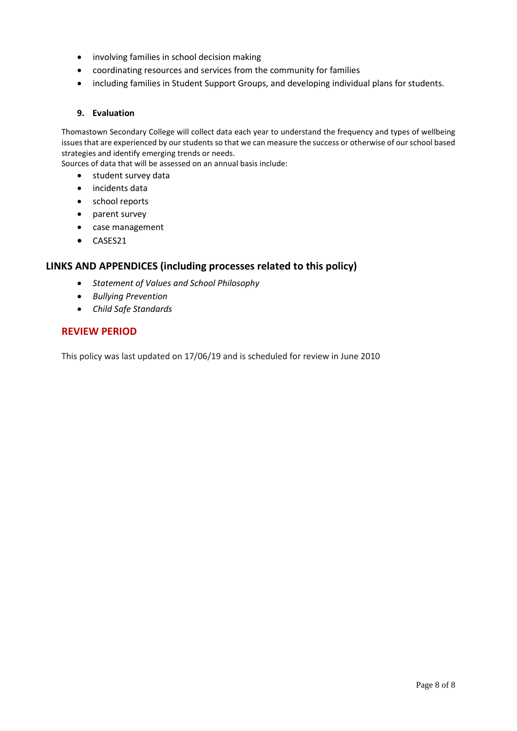- involving families in school decision making
- coordinating resources and services from the community for families
- including families in Student Support Groups, and developing individual plans for students.

### 9. Evaluation

Thomastown Secondary College will collect data each year to understand the frequency and types of wellbeing issues that are experienced by our students so that we can measure the success or otherwise of our school based strategies and identify emerging trends or needs.
Sources of data that will be assessed on an annual basis include:

- student survey data
- incidents data
- school reports
- parent survey
- case management
- CASES21

## LINKS AND APPENDICES (including processes related to this policy)

- *Statement of Values and School Philosophy*
- *Bullying Prevention*
- *Child Safe Standards*

## REVIEW PERIOD

This policy was last updated on 17/06/19 and is scheduled for review in June 2010